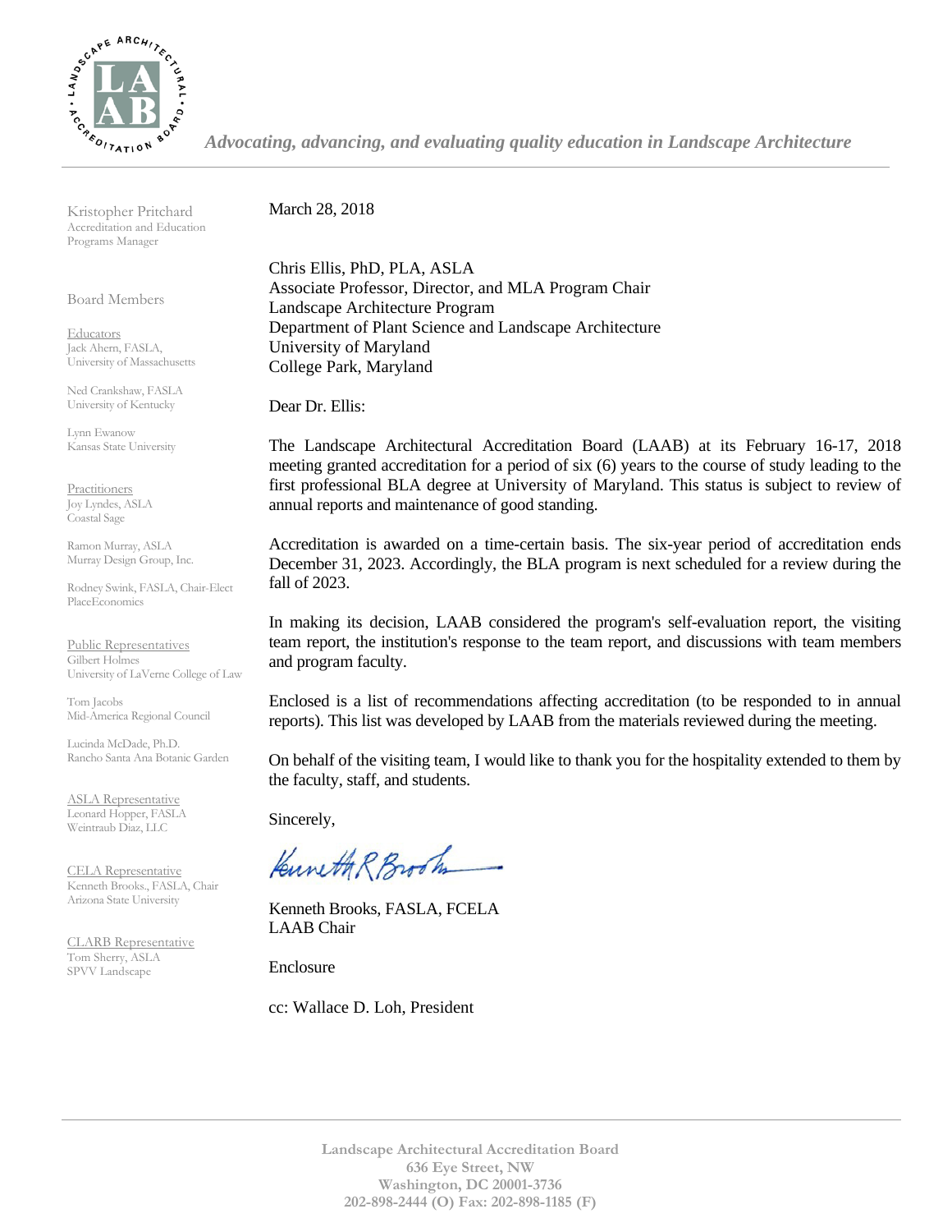*Advocating, advancing, and evaluating quality education in Landscape Architecture*

Kristopher Pritchard
Accreditation and Education Programs Manager

Board Members

Educators
Jack Ahern, FASLA, University of Massachusetts

Ned Crankshaw, FASLA
University of Kentucky

Lynn Ewanow
Kansas State University

Practitioners
Joy Lyndes, ASLA
Coastal Sage

Ramon Murray, ASLA
Murray Design Group, Inc.

Rodney Swink, FASLA, Chair-Elect
PlaceEconomics

Public Representatives
Gilbert Holmes
University of LaVerne College of Law

Tom Jacobs
Mid-America Regional Council

Lucinda McDade, Ph.D.
Rancho Santa Ana Botanic Garden

ASLA Representative
Leonard Hopper, FASLA
Weintraub Diaz, LLC

CELA Representative
Kenneth Brooks., FASLA, Chair
Arizona State University

CLARB Representative
Tom Sherry, ASLA
SPVV Landscape

March 28, 2018

Chris Ellis, PhD, PLA, ASLA
Associate Professor, Director, and MLA Program Chair
Landscape Architecture Program
Department of Plant Science and Landscape Architecture
University of Maryland
College Park, Maryland

Dear Dr. Ellis:

The Landscape Architectural Accreditation Board (LAAB) at its February 16-17, 2018 meeting granted accreditation for a period of six (6) years to the course of study leading to the first professional BLA degree at University of Maryland. This status is subject to review of annual reports and maintenance of good standing.

Accreditation is awarded on a time-certain basis. The six-year period of accreditation ends December 31, 2023. Accordingly, the BLA program is next scheduled for a review during the fall of 2023.

In making its decision, LAAB considered the program's self-evaluation report, the visiting team report, the institution's response to the team report, and discussions with team members and program faculty.

Enclosed is a list of recommendations affecting accreditation (to be responded to in annual reports). This list was developed by LAAB from the materials reviewed during the meeting.

On behalf of the visiting team, I would like to thank you for the hospitality extended to them by the faculty, staff, and students.

Sincerely,

Kenneth R Brooks

Kenneth Brooks, FASLA, FCELA
LAAB Chair

Enclosure

cc: Wallace D. Loh, President

**Landscape Architectural Accreditation Board**
**636 Eye Street, NW**
**Washington, DC 20001-3736**
**202-898-2444 (O) Fax: 202-898-1185 (F)**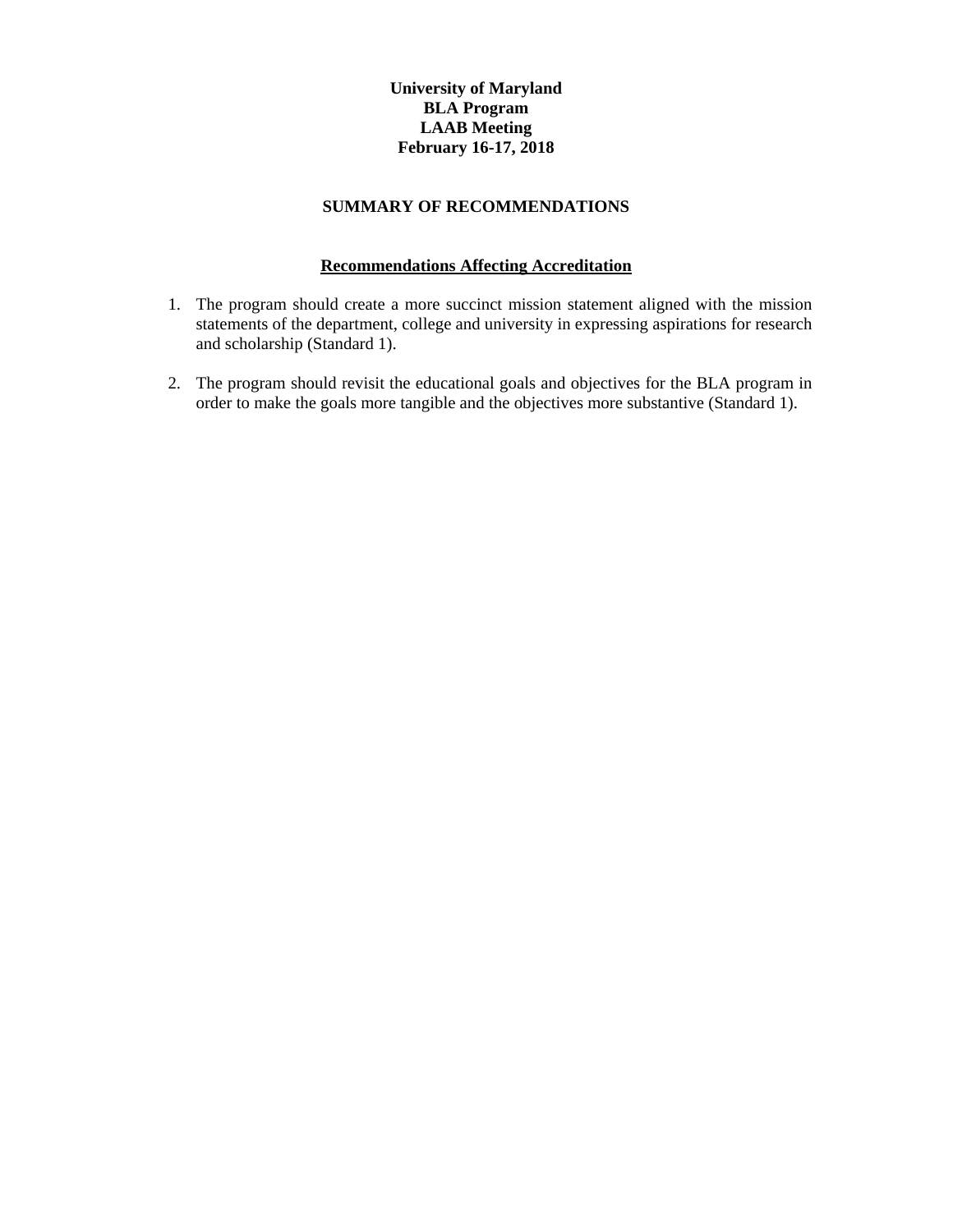**University of Maryland**
**BLA Program**
**LAAB Meeting**
**February 16-17, 2018**

## SUMMARY OF RECOMMENDATIONS

### Recommendations Affecting Accreditation

1. The program should create a more succinct mission statement aligned with the mission statements of the department, college and university in expressing aspirations for research and scholarship (Standard 1).

2. The program should revisit the educational goals and objectives for the BLA program in order to make the goals more tangible and the objectives more substantive (Standard 1).